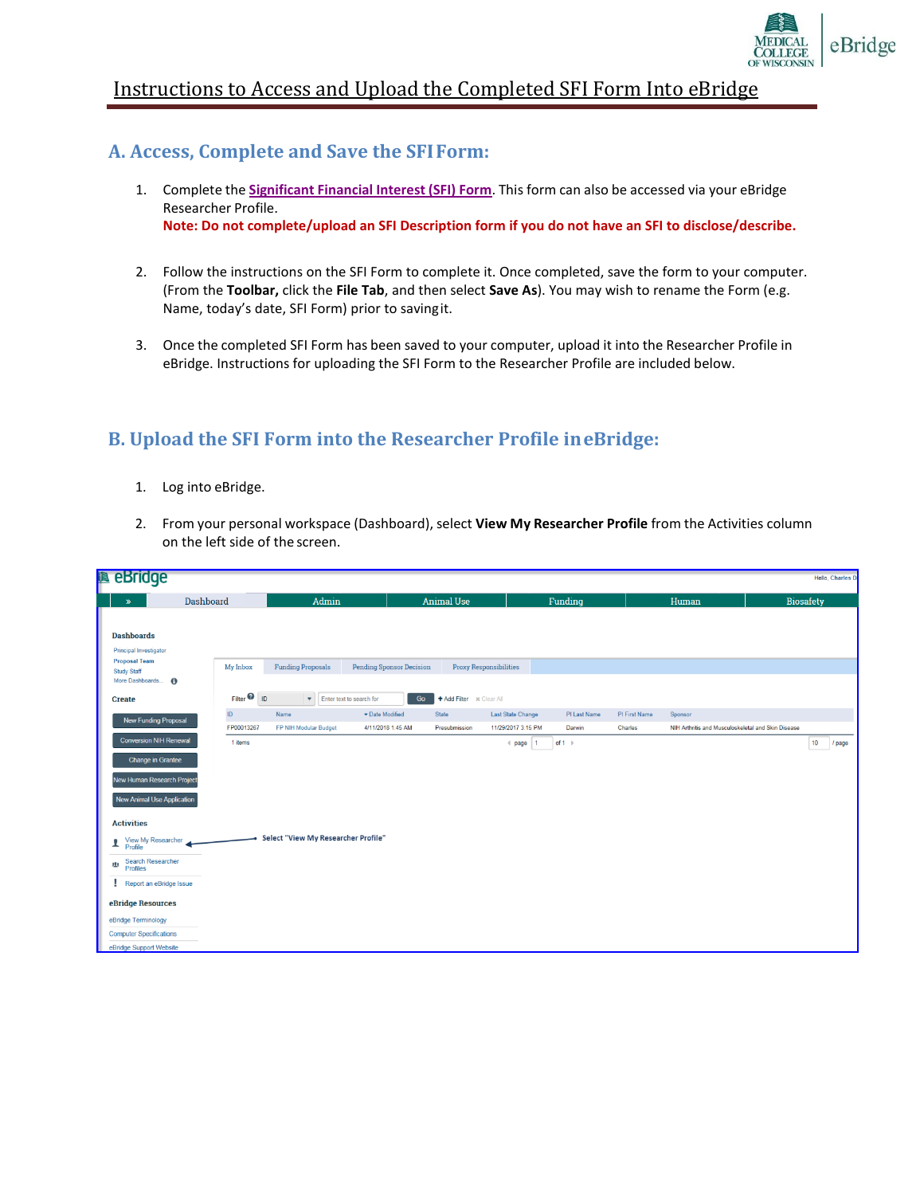# Instructions to Access and Upload the Completed SFI Form Into eBridge

## A. Access, Complete and Save the SFI Form:

1. Complete the **Significant Financial Interest (SFI) Form**. This form can also be accessed via your eBridge Researcher Profile.
   **Note: Do not complete/upload an SFI Description form if you do not have an SFI to disclose/describe.**

2. Follow the instructions on the SFI Form to complete it. Once completed, save the form to your computer. (From the **Toolbar,** click the **File Tab**, and then select **Save As**). You may wish to rename the Form (e.g. Name, today's date, SFI Form) prior to saving it.

3. Once the completed SFI Form has been saved to your computer, upload it into the Researcher Profile in eBridge. Instructions for uploading the SFI Form to the Researcher Profile are included below.

## B. Upload the SFI Form into the Researcher Profile in eBridge:

1. Log into eBridge.

2. From your personal workspace (Dashboard), select **View My Researcher Profile** from the Activities column on the left side of the screen.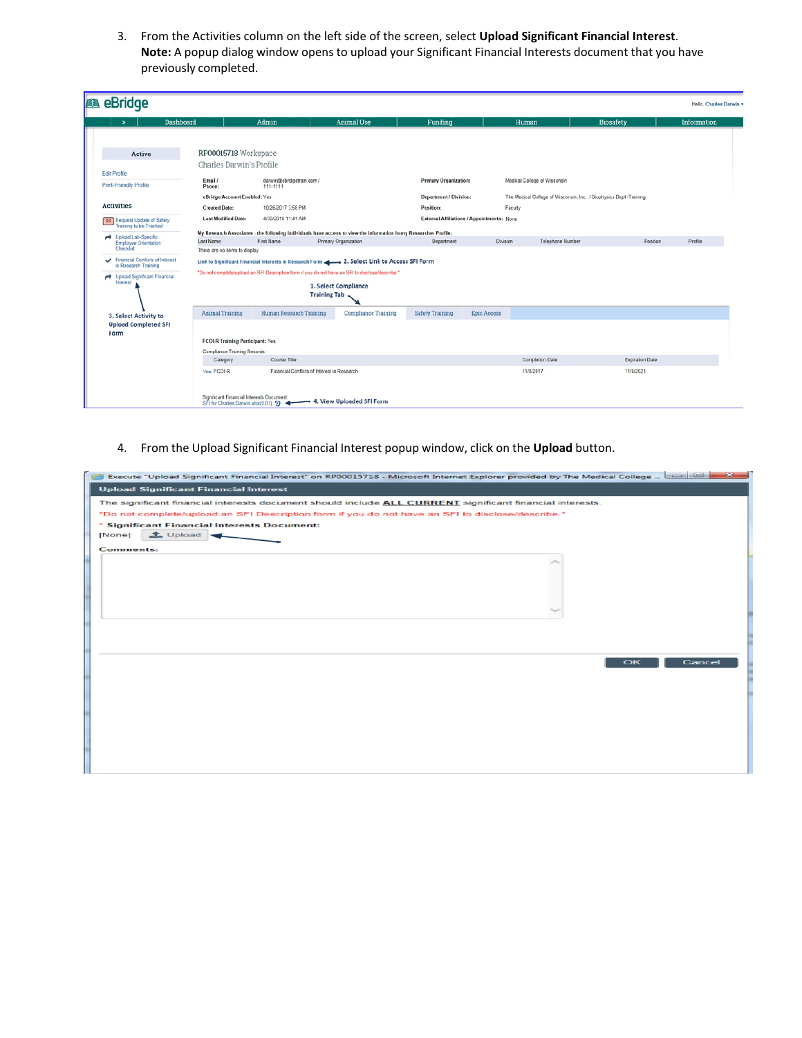3. From the Activities column on the left side of the screen, select **Upload Significant Financial Interest**.
   **Note:** A popup dialog window opens to upload your Significant Financial Interests document that you have previously completed.

4. From the Upload Significant Financial Interest popup window, click on the **Upload** button.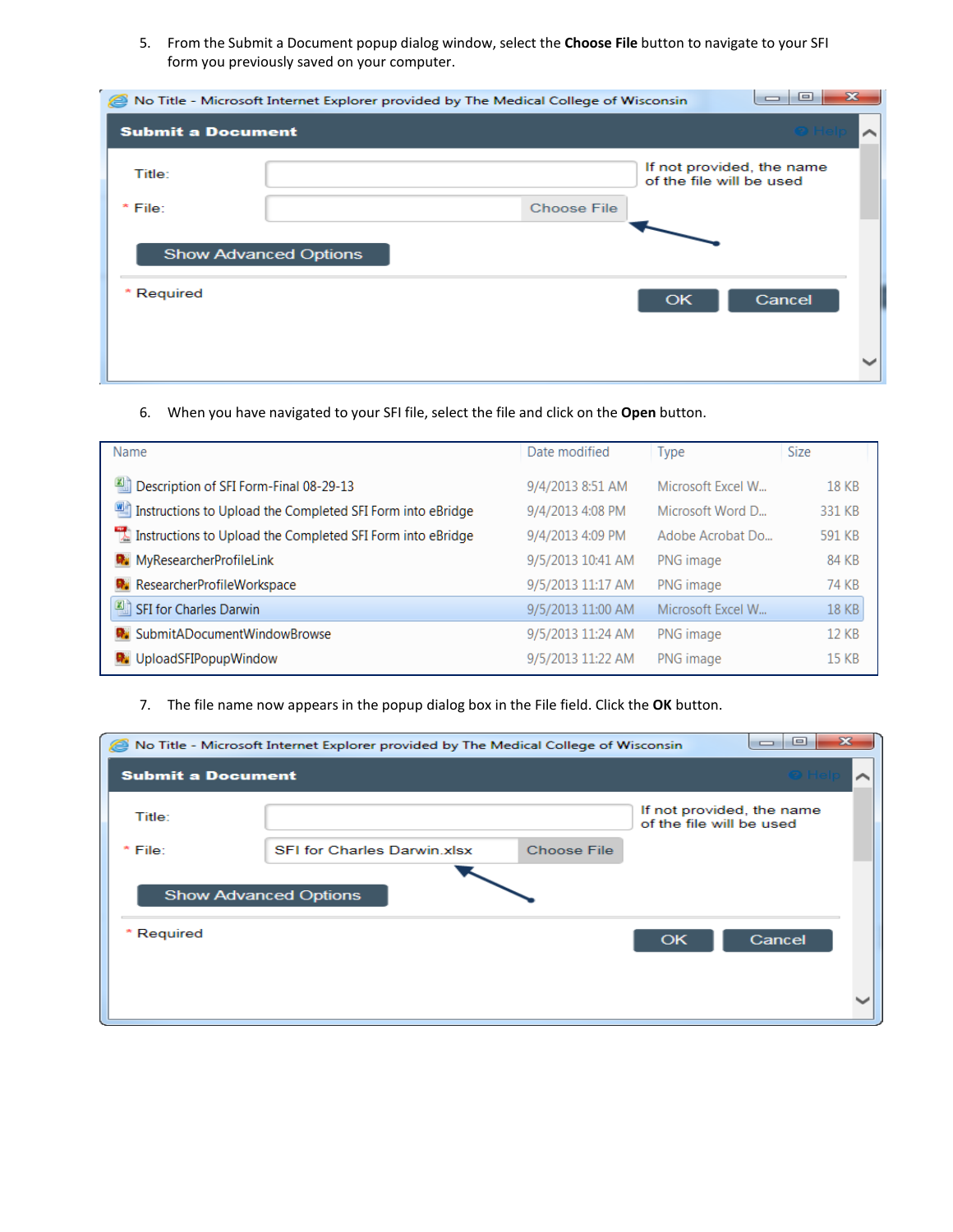5. From the Submit a Document popup dialog window, select the **Choose File** button to navigate to your SFI form you previously saved on your computer.

No Title - Microsoft Internet Explorer provided by The Medical College of Wisconsin

**Submit a Document**

Title: [ ] If not provided, the name of the file will be used

\* File: [ ] Choose File

Show Advanced Options

\* Required OK Cancel

6. When you have navigated to your SFI file, select the file and click on the **Open** button.

| Name | Date modified | Type | Size |
|---|---|---|---|
| Description of SFI Form-Final 08-29-13 | 9/4/2013 8:51 AM | Microsoft Excel W... | 18 KB |
| Instructions to Upload the Completed SFI Form into eBridge | 9/4/2013 4:08 PM | Microsoft Word D... | 331 KB |
| Instructions to Upload the Completed SFI Form into eBridge | 9/4/2013 4:09 PM | Adobe Acrobat Do... | 591 KB |
| MyResearcherProfileLink | 9/5/2013 10:41 AM | PNG image | 84 KB |
| ResearcherProfileWorkspace | 9/5/2013 11:17 AM | PNG image | 74 KB |
| SFI for Charles Darwin | 9/5/2013 11:00 AM | Microsoft Excel W... | 18 KB |
| SubmitADocumentWindowBrowse | 9/5/2013 11:24 AM | PNG image | 12 KB |
| UploadSFIPopupWindow | 9/5/2013 11:22 AM | PNG image | 15 KB |

7. The file name now appears in the popup dialog box in the File field. Click the **OK** button.

No Title - Microsoft Internet Explorer provided by The Medical College of Wisconsin

**Submit a Document**

Title: [ ] If not provided, the name of the file will be used

\* File: SFI for Charles Darwin.xlsx Choose File

Show Advanced Options

\* Required OK Cancel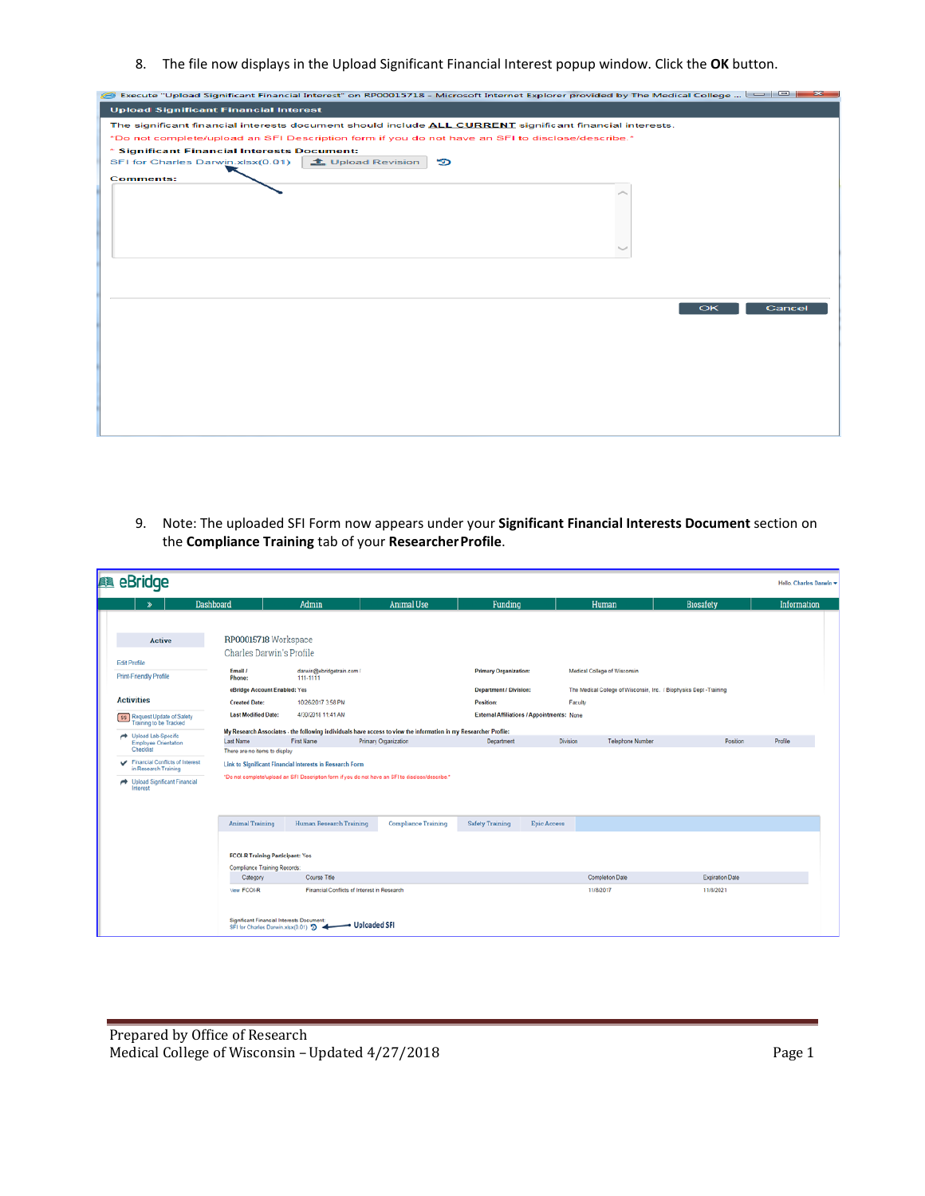8. The file now displays in the Upload Significant Financial Interest popup window. Click the **OK** button.

9. Note: The uploaded SFI Form now appears under your **Significant Financial Interests Document** section on the **Compliance Training** tab of your **Researcher Profile**.

Prepared by Office of Research
Medical College of Wisconsin – Updated 4/27/2018